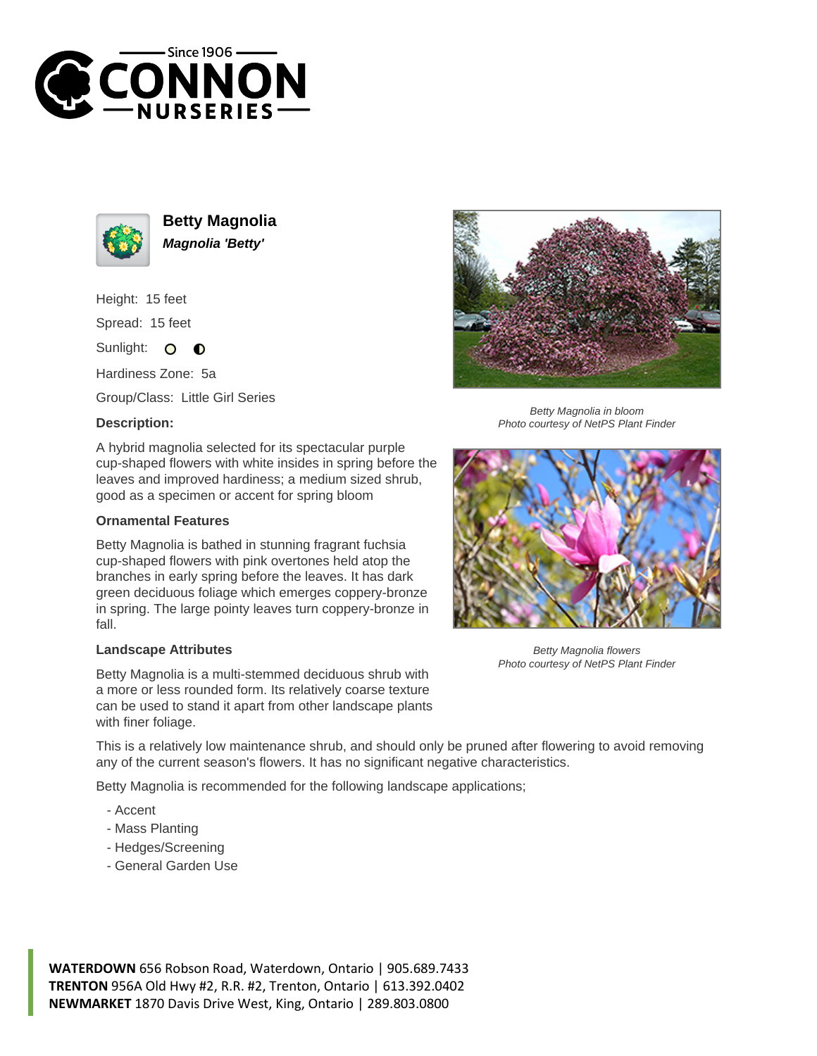# Betty Magnolia

***Magnolia 'Betty'***

Height: 15 feet

Spread: 15 feet

Sunlight:

Hardiness Zone: 5a

Group/Class: Little Girl Series

**Description:**

A hybrid magnolia selected for its spectacular purple cup-shaped flowers with white insides in spring before the leaves and improved hardiness; a medium sized shrub, good as a specimen or accent for spring bloom

**Ornamental Features**

Betty Magnolia is bathed in stunning fragrant fuchsia cup-shaped flowers with pink overtones held atop the branches in early spring before the leaves. It has dark green deciduous foliage which emerges coppery-bronze in spring. The large pointy leaves turn coppery-bronze in fall.

**Landscape Attributes**

Betty Magnolia is a multi-stemmed deciduous shrub with a more or less rounded form. Its relatively coarse texture can be used to stand it apart from other landscape plants with finer foliage.

This is a relatively low maintenance shrub, and should only be pruned after flowering to avoid removing any of the current season's flowers. It has no significant negative characteristics.

Betty Magnolia is recommended for the following landscape applications;

- Accent
- Mass Planting
- Hedges/Screening
- General Garden Use

*Betty Magnolia in bloom*
*Photo courtesy of NetPS Plant Finder*

*Betty Magnolia flowers*
*Photo courtesy of NetPS Plant Finder*

**WATERDOWN** 656 Robson Road, Waterdown, Ontario | 905.689.7433
**TRENTON** 956A Old Hwy #2, R.R. #2, Trenton, Ontario | 613.392.0402
**NEWMARKET** 1870 Davis Drive West, King, Ontario | 289.803.0800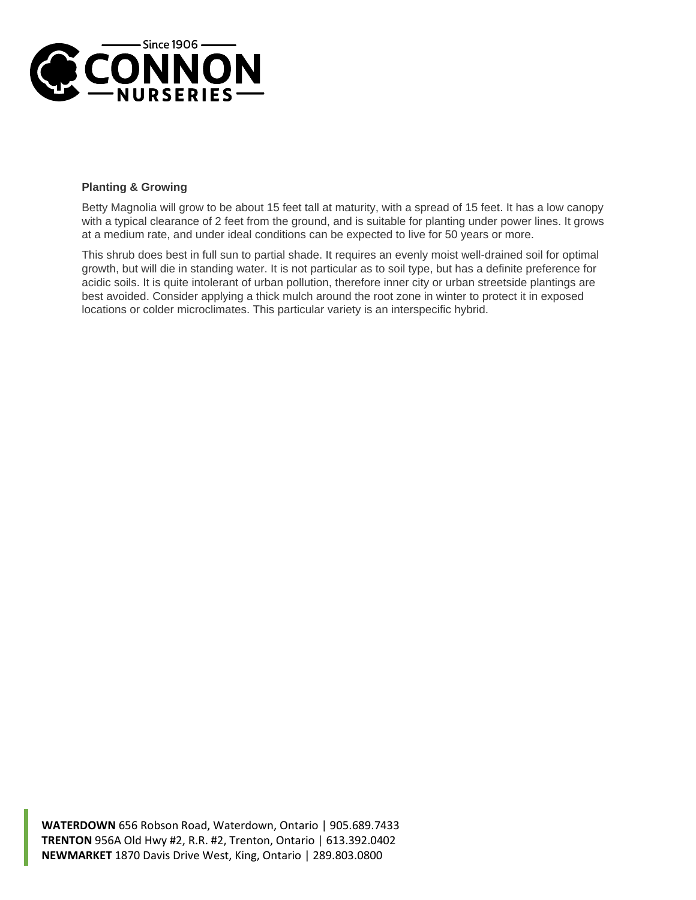### Planting & Growing

Betty Magnolia will grow to be about 15 feet tall at maturity, with a spread of 15 feet. It has a low canopy with a typical clearance of 2 feet from the ground, and is suitable for planting under power lines. It grows at a medium rate, and under ideal conditions can be expected to live for 50 years or more.

This shrub does best in full sun to partial shade. It requires an evenly moist well-drained soil for optimal growth, but will die in standing water. It is not particular as to soil type, but has a definite preference for acidic soils. It is quite intolerant of urban pollution, therefore inner city or urban streetside plantings are best avoided. Consider applying a thick mulch around the root zone in winter to protect it in exposed locations or colder microclimates. This particular variety is an interspecific hybrid.